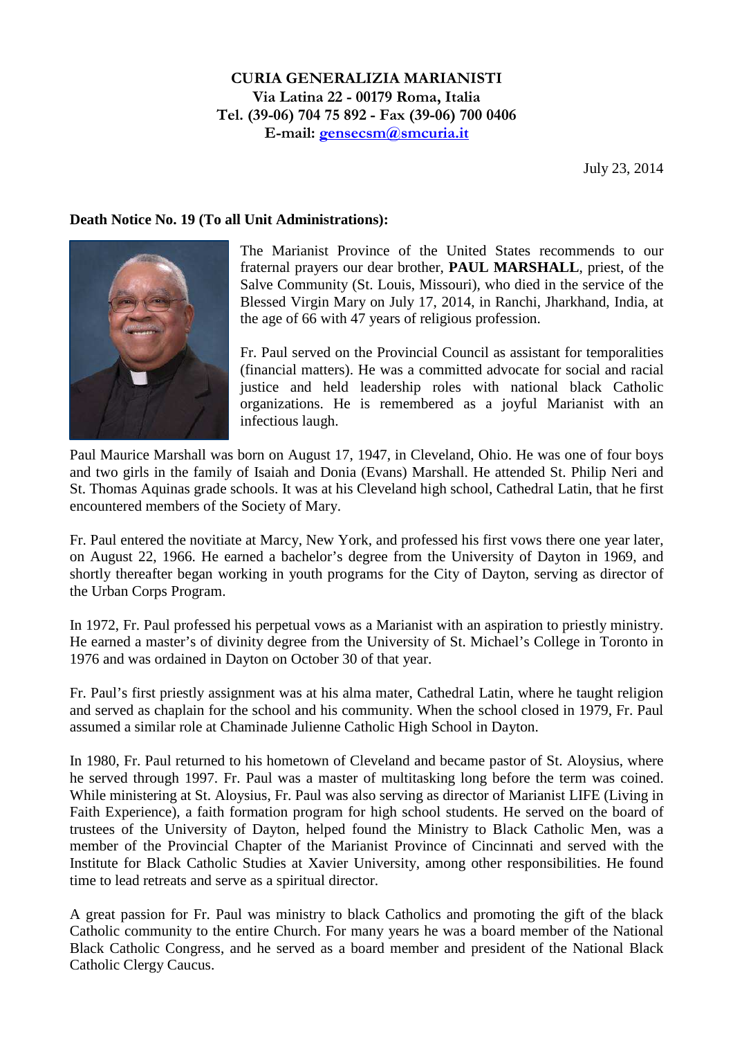**CURIA GENERALIZIA MARIANISTI**
**Via Latina 22 - 00179 Roma, Italia**
**Tel. (39-06) 704 75 892 - Fax (39-06) 700 0406**
**E-mail: gensecsm@smcuria.it**

July 23, 2014

**Death Notice No. 19 (To all Unit Administrations):**

The Marianist Province of the United States recommends to our fraternal prayers our dear brother, **PAUL MARSHALL**, priest, of the Salve Community (St. Louis, Missouri), who died in the service of the Blessed Virgin Mary on July 17, 2014, in Ranchi, Jharkhand, India, at the age of 66 with 47 years of religious profession.

Fr. Paul served on the Provincial Council as assistant for temporalities (financial matters). He was a committed advocate for social and racial justice and held leadership roles with national black Catholic organizations. He is remembered as a joyful Marianist with an infectious laugh.

Paul Maurice Marshall was born on August 17, 1947, in Cleveland, Ohio. He was one of four boys and two girls in the family of Isaiah and Donia (Evans) Marshall. He attended St. Philip Neri and St. Thomas Aquinas grade schools. It was at his Cleveland high school, Cathedral Latin, that he first encountered members of the Society of Mary.

Fr. Paul entered the novitiate at Marcy, New York, and professed his first vows there one year later, on August 22, 1966. He earned a bachelor's degree from the University of Dayton in 1969, and shortly thereafter began working in youth programs for the City of Dayton, serving as director of the Urban Corps Program.

In 1972, Fr. Paul professed his perpetual vows as a Marianist with an aspiration to priestly ministry. He earned a master's of divinity degree from the University of St. Michael's College in Toronto in 1976 and was ordained in Dayton on October 30 of that year.

Fr. Paul's first priestly assignment was at his alma mater, Cathedral Latin, where he taught religion and served as chaplain for the school and his community. When the school closed in 1979, Fr. Paul assumed a similar role at Chaminade Julienne Catholic High School in Dayton.

In 1980, Fr. Paul returned to his hometown of Cleveland and became pastor of St. Aloysius, where he served through 1997. Fr. Paul was a master of multitasking long before the term was coined. While ministering at St. Aloysius, Fr. Paul was also serving as director of Marianist LIFE (Living in Faith Experience), a faith formation program for high school students. He served on the board of trustees of the University of Dayton, helped found the Ministry to Black Catholic Men, was a member of the Provincial Chapter of the Marianist Province of Cincinnati and served with the Institute for Black Catholic Studies at Xavier University, among other responsibilities. He found time to lead retreats and serve as a spiritual director.

A great passion for Fr. Paul was ministry to black Catholics and promoting the gift of the black Catholic community to the entire Church. For many years he was a board member of the National Black Catholic Congress, and he served as a board member and president of the National Black Catholic Clergy Caucus.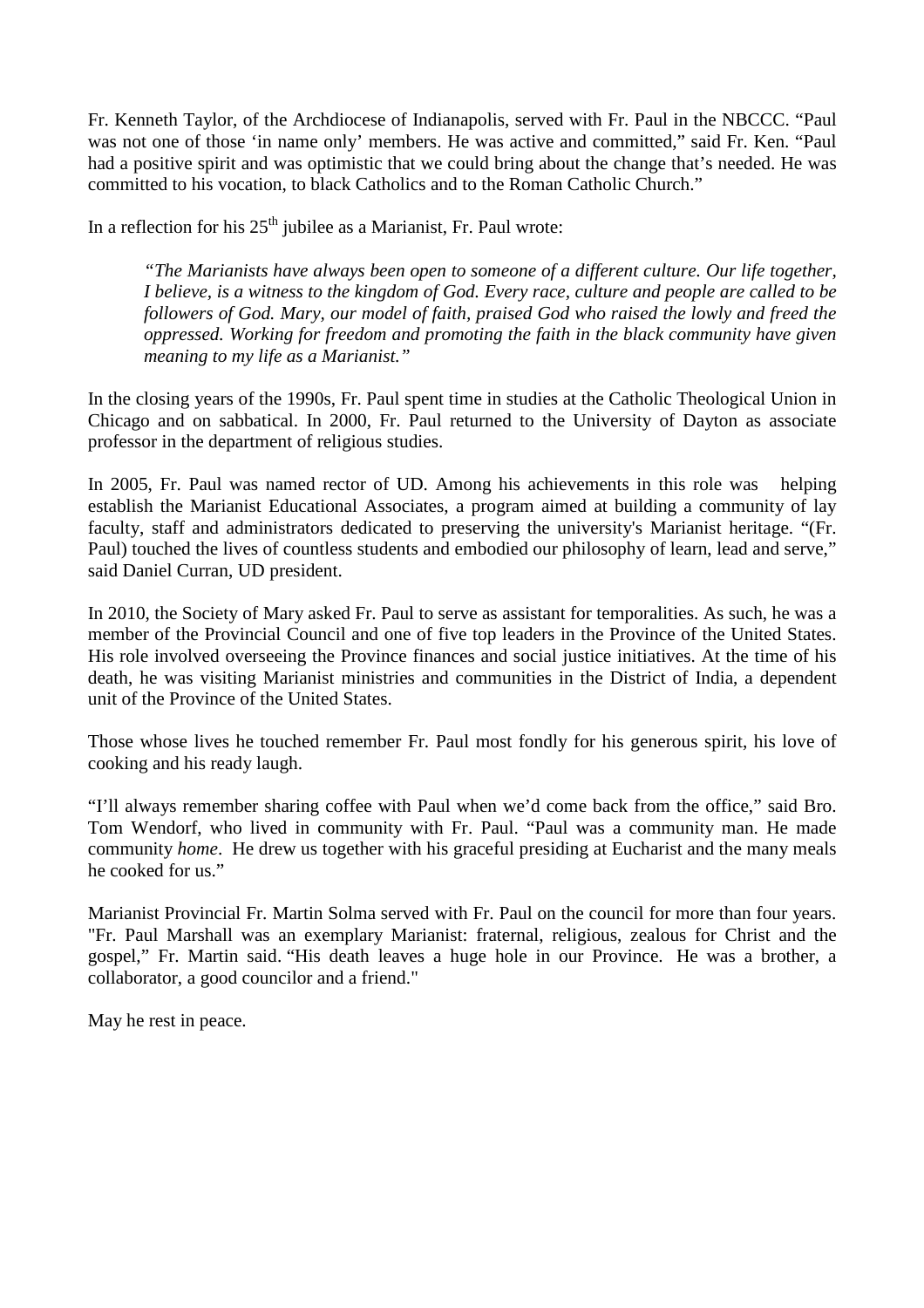Fr. Kenneth Taylor, of the Archdiocese of Indianapolis, served with Fr. Paul in the NBCCC. "Paul was not one of those 'in name only' members. He was active and committed," said Fr. Ken. "Paul had a positive spirit and was optimistic that we could bring about the change that's needed. He was committed to his vocation, to black Catholics and to the Roman Catholic Church."

In a reflection for his 25th jubilee as a Marianist, Fr. Paul wrote:

> *"The Marianists have always been open to someone of a different culture. Our life together, I believe, is a witness to the kingdom of God. Every race, culture and people are called to be followers of God. Mary, our model of faith, praised God who raised the lowly and freed the oppressed. Working for freedom and promoting the faith in the black community have given meaning to my life as a Marianist."*

In the closing years of the 1990s, Fr. Paul spent time in studies at the Catholic Theological Union in Chicago and on sabbatical. In 2000, Fr. Paul returned to the University of Dayton as associate professor in the department of religious studies.

In 2005, Fr. Paul was named rector of UD. Among his achievements in this role was helping establish the Marianist Educational Associates, a program aimed at building a community of lay faculty, staff and administrators dedicated to preserving the university's Marianist heritage. "(Fr. Paul) touched the lives of countless students and embodied our philosophy of learn, lead and serve," said Daniel Curran, UD president.

In 2010, the Society of Mary asked Fr. Paul to serve as assistant for temporalities. As such, he was a member of the Provincial Council and one of five top leaders in the Province of the United States. His role involved overseeing the Province finances and social justice initiatives. At the time of his death, he was visiting Marianist ministries and communities in the District of India, a dependent unit of the Province of the United States.

Those whose lives he touched remember Fr. Paul most fondly for his generous spirit, his love of cooking and his ready laugh.

"I'll always remember sharing coffee with Paul when we'd come back from the office," said Bro. Tom Wendorf, who lived in community with Fr. Paul. "Paul was a community man. He made community *home*. He drew us together with his graceful presiding at Eucharist and the many meals he cooked for us."

Marianist Provincial Fr. Martin Solma served with Fr. Paul on the council for more than four years. "Fr. Paul Marshall was an exemplary Marianist: fraternal, religious, zealous for Christ and the gospel," Fr. Martin said. "His death leaves a huge hole in our Province. He was a brother, a collaborator, a good councilor and a friend."

May he rest in peace.